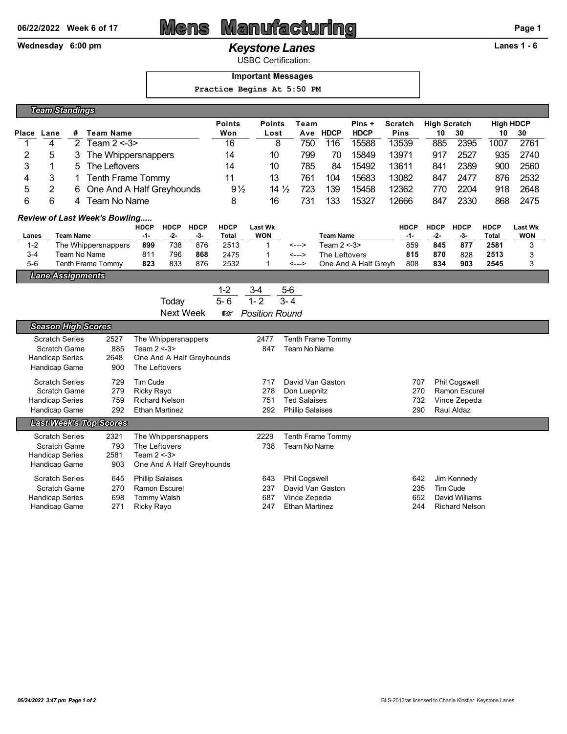06/22/2022 Week 6 of 17

# Mens Manufacturing

Wednesday 6:00 pm

## Keystone Lanes

Lanes 1 - 6

USBC Certification:

**Important Messages**

Practice Begins At 5:50 PM

### Team Standings

| Place | Lane | # | Team Name | Points Won | Points Lost | Team Ave | HDCP | Pins + HDCP | Scratch Pins | High Scratch 10 | High Scratch 30 | High HDCP 10 | High HDCP 30 |
|---|---|---|---|---|---|---|---|---|---|---|---|---|---|
| 1 | 4 | 2 | Team 2 <-3> | 16 | 8 | 750 | 116 | 15588 | 13539 | 885 | 2395 | 1007 | 2761 |
| 2 | 5 | 3 | The Whippersnappers | 14 | 10 | 799 | 70 | 15849 | 13971 | 917 | 2527 | 935 | 2740 |
| 3 | 1 | 5 | The Leftovers | 14 | 10 | 785 | 84 | 15492 | 13611 | 841 | 2389 | 900 | 2560 |
| 4 | 3 | 1 | Tenth Frame Tommy | 11 | 13 | 761 | 104 | 15683 | 13082 | 847 | 2477 | 876 | 2532 |
| 5 | 2 | 6 | One And A Half Greyhounds | 9½ | 14 ½ | 723 | 139 | 15458 | 12362 | 770 | 2204 | 918 | 2648 |
| 6 | 6 | 4 | Team No Name | 8 | 16 | 731 | 133 | 15327 | 12666 | 847 | 2330 | 868 | 2475 |

### Review of Last Week's Bowling.....

| Lanes | Team Name | HDCP -1- | HDCP -2- | HDCP -3- | HDCP Total | Last Wk WON | | Team Name | HDCP -1- | HDCP -2- | HDCP -3- | HDCP Total | Last Wk WON |
|---|---|---|---|---|---|---|---|---|---|---|---|---|---|
| 1-2 | The Whippersnappers | **899** | 738 | 876 | 2513 | 1 | <---> | Team 2 <-3> | 859 | **845** | **877** | **2581** | 3 |
| 3-4 | Team No Name | 811 | 796 | **868** | 2475 | 1 | <---> | The Leftovers | **815** | **870** | 828 | **2513** | 3 |
| 5-6 | Tenth Frame Tommy | **823** | 833 | 876 | 2532 | 1 | <---> | One And A Half Greyh | 808 | **834** | **903** | **2545** | 3 |

### Lane Assignments

| | 1-2 | 3-4 | 5-6 |
|---|---|---|---|
| Today | 5- 6 | 1- 2 | 3- 4 |
| Next Week | ☞ Position Round | | |

### Season High Scores

| | | | | | | | |
|---|---|---|---|---|---|---|---|
| Scratch Series | 2527 | The Whippersnappers | 2477 | Tenth Frame Tommy | | |
| Scratch Game | 885 | Team 2 <-3> | 847 | Team No Name | | |
| Handicap Series | 2648 | One And A Half Greyhounds | | | | |
| Handicap Game | 900 | The Leftovers | | | | |
| Scratch Series | 729 | Tim Cude | 717 | David Van Gaston | 707 | Phil Cogswell |
| Scratch Game | 279 | Ricky Rayo | 278 | Don Luepnitz | 270 | Ramon Escurel |
| Handicap Series | 759 | Richard Nelson | 751 | Ted Salaises | 732 | Vince Zepeda |
| Handicap Game | 292 | Ethan Martinez | 292 | Phillip Salaises | 290 | Raul Aldaz |

### Last Week's Top Scores

| | | | | | | |
|---|---|---|---|---|---|---|
| Scratch Series | 2321 | The Whippersnappers | 2229 | Tenth Frame Tommy | | |
| Scratch Game | 793 | The Leftovers | 738 | Team No Name | | |
| Handicap Series | 2581 | Team 2 <-3> | | | | |
| Handicap Game | 903 | One And A Half Greyhounds | | | | |
| Scratch Series | 645 | Phillip Salaises | 643 | Phil Cogswell | 642 | Jim Kennedy |
| Scratch Game | 270 | Ramon Escurel | 237 | David Van Gaston | 235 | Tim Cude |
| Handicap Series | 698 | Tommy Walsh | 687 | Vince Zepeda | 652 | David Williams |
| Handicap Game | 271 | Ricky Rayo | 247 | Ethan Martinez | 244 | Richard Nelson |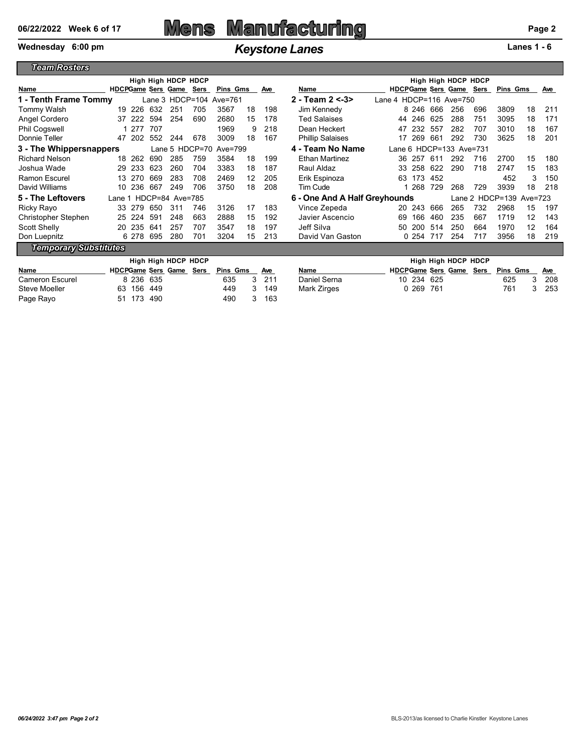# Mens Manufacturing

06/22/2022 Week 6 of 17

Wednesday 6:00 pm

## Keystone Lanes

Lanes 1 - 6

### Team Rosters

| Name | HDCP | High Game | High Sers | HDCP Game | HDCP Sers | Pins | Gms | Ave |
|---|---|---|---|---|---|---|---|---|
| **1 - Tenth Frame Tommy** | Lane 3 HDCP=104 Ave=761 | | | | | | | |
| Tommy Walsh | 19 | 226 | 632 | 251 | 705 | 3567 | 18 | 198 |
| Angel Cordero | 37 | 222 | 594 | 254 | 690 | 2680 | 15 | 178 |
| Phil Cogswell | 1 | 277 | 707 | | | 1969 | 9 | 218 |
| Donnie Teller | 47 | 202 | 552 | 244 | 678 | 3009 | 18 | 167 |
| **3 - The Whippersnappers** | Lane 5 HDCP=70 Ave=799 | | | | | | | |
| Richard Nelson | 18 | 262 | 690 | 285 | 759 | 3584 | 18 | 199 |
| Joshua Wade | 29 | 233 | 623 | 260 | 704 | 3383 | 18 | 187 |
| Ramon Escurel | 13 | 270 | 669 | 283 | 708 | 2469 | 12 | 205 |
| David Williams | 10 | 236 | 667 | 249 | 706 | 3750 | 18 | 208 |
| **5 - The Leftovers** | Lane 1 HDCP=84 Ave=785 | | | | | | | |
| Ricky Rayo | 33 | 279 | 650 | 311 | 746 | 3126 | 17 | 183 |
| Christopher Stephen | 25 | 224 | 591 | 248 | 663 | 2888 | 15 | 192 |
| Scott Shelly | 20 | 235 | 641 | 257 | 707 | 3547 | 18 | 197 |
| Don Luepnitz | 6 | 278 | 695 | 280 | 701 | 3204 | 15 | 213 |
| **2 - Team 2 <-3>** | Lane 4 HDCP=116 Ave=750 | | | | | | | |
| Jim Kennedy | 8 | 246 | 666 | 256 | 696 | 3809 | 18 | 211 |
| Ted Salaises | 44 | 246 | 625 | 288 | 751 | 3095 | 18 | 171 |
| Dean Heckert | 47 | 232 | 557 | 282 | 707 | 3010 | 18 | 167 |
| Phillip Salaises | 17 | 269 | 661 | 292 | 730 | 3625 | 18 | 201 |
| **4 - Team No Name** | Lane 6 HDCP=133 Ave=731 | | | | | | | |
| Ethan Martinez | 36 | 257 | 611 | 292 | 716 | 2700 | 15 | 180 |
| Raul Aldaz | 33 | 258 | 622 | 290 | 718 | 2747 | 15 | 183 |
| Erik Espinoza | 63 | 173 | 452 | | | 452 | 3 | 150 |
| Tim Cude | 1 | 268 | 729 | 268 | 729 | 3939 | 18 | 218 |
| **6 - One And A Half Greyhounds** | Lane 2 HDCP=139 Ave=723 | | | | | | | |
| Vince Zepeda | 20 | 243 | 666 | 265 | 732 | 2968 | 15 | 197 |
| Javier Ascencio | 69 | 166 | 460 | 235 | 667 | 1719 | 12 | 143 |
| Jeff Silva | 50 | 200 | 514 | 250 | 664 | 1970 | 12 | 164 |
| David Van Gaston | 0 | 254 | 717 | 254 | 717 | 3956 | 18 | 219 |

### Temporary Substitutes

| Name | HDCP | High Game | High Sers | HDCP Game | HDCP Sers | Pins | Gms | Ave |
|---|---|---|---|---|---|---|---|---|
| Cameron Escurel | 8 | 236 | 635 | | | 635 | 3 | 211 |
| Steve Moeller | 63 | 156 | 449 | | | 449 | 3 | 149 |
| Page Rayo | 51 | 173 | 490 | | | 490 | 3 | 163 |
| Daniel Serna | 10 | 234 | 625 | | | 625 | 3 | 208 |
| Mark Zirges | 0 | 269 | 761 | | | 761 | 3 | 253 |

06/24/2022 3:47 pm

BLS-2013/as licensed to Charlie Kinstler Keystone Lanes